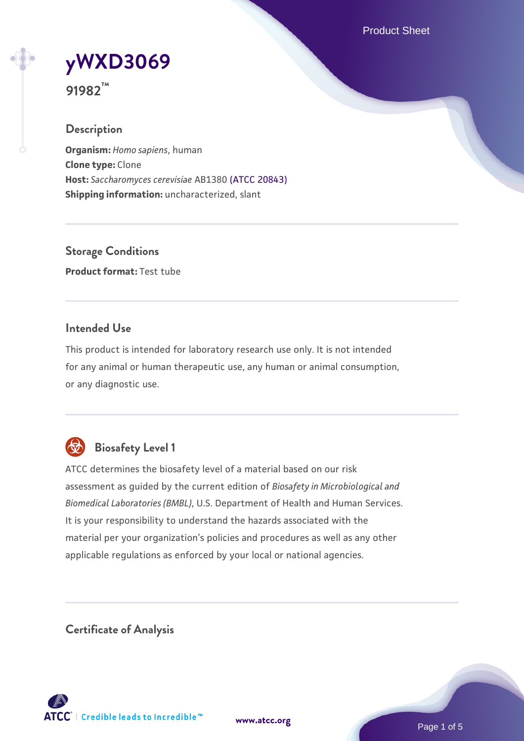# yWXD3069

**91982™**

## Description

**Organism:** *Homo sapiens*, human
**Clone type:** Clone
**Host:** *Saccharomyces cerevisiae* AB1380 (ATCC 20843)
**Shipping information:** uncharacterized, slant

## Storage Conditions

**Product format:** Test tube

## Intended Use

This product is intended for laboratory research use only. It is not intended for any animal or human therapeutic use, any human or animal consumption, or any diagnostic use.

## Biosafety Level 1

ATCC determines the biosafety level of a material based on our risk assessment as guided by the current edition of *Biosafety in Microbiological and Biomedical Laboratories (BMBL)*, U.S. Department of Health and Human Services. It is your responsibility to understand the hazards associated with the material per your organization's policies and procedures as well as any other applicable regulations as enforced by your local or national agencies.

## Certificate of Analysis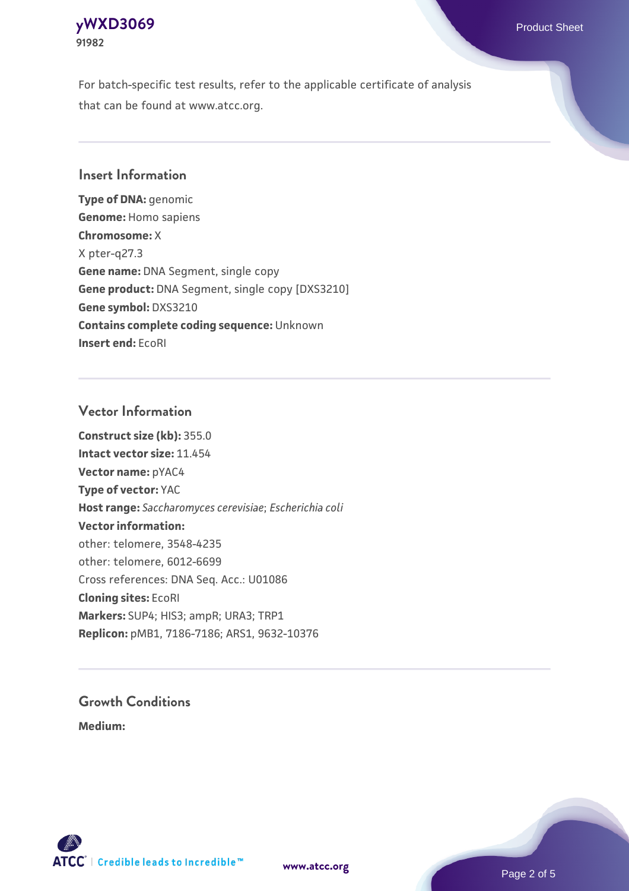For batch-specific test results, refer to the applicable certificate of analysis that can be found at www.atcc.org.

## Insert Information

**Type of DNA:** genomic
**Genome:** Homo sapiens
**Chromosome:** X
X pter-q27.3
**Gene name:** DNA Segment, single copy
**Gene product:** DNA Segment, single copy [DXS3210]
**Gene symbol:** DXS3210
**Contains complete coding sequence:** Unknown
**Insert end:** EcoRI

## Vector Information

**Construct size (kb):** 355.0
**Intact vector size:** 11.454
**Vector name:** pYAC4
**Type of vector:** YAC
**Host range:** *Saccharomyces cerevisiae*; *Escherichia coli*
**Vector information:**
other: telomere, 3548-4235
other: telomere, 6012-6699
Cross references: DNA Seq. Acc.: U01086
**Cloning sites:** EcoRI
**Markers:** SUP4; HIS3; ampR; URA3; TRP1
**Replicon:** pMB1, 7186-7186; ARS1, 9632-10376

## Growth Conditions

**Medium:**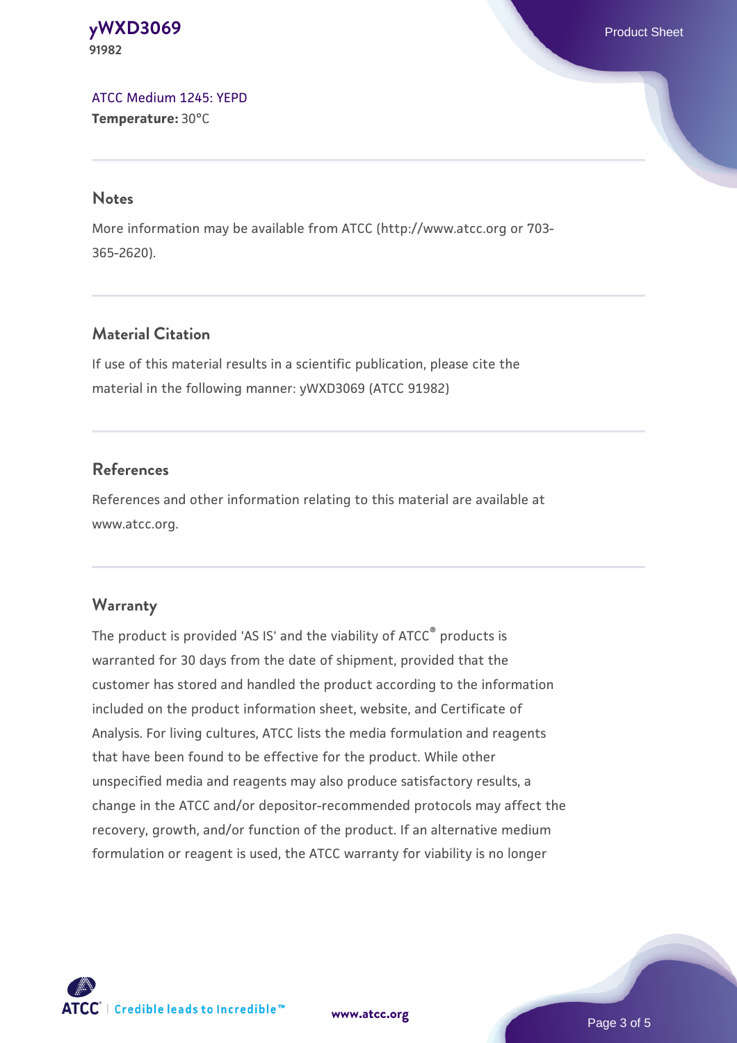ATCC Medium 1245: YEPD
**Temperature:** 30°C

## Notes

More information may be available from ATCC (http://www.atcc.org or 703-365-2620).

## Material Citation

If use of this material results in a scientific publication, please cite the material in the following manner: yWXD3069 (ATCC 91982)

## References

References and other information relating to this material are available at www.atcc.org.

## Warranty

The product is provided 'AS IS' and the viability of ATCC® products is warranted for 30 days from the date of shipment, provided that the customer has stored and handled the product according to the information included on the product information sheet, website, and Certificate of Analysis. For living cultures, ATCC lists the media formulation and reagents that have been found to be effective for the product. While other unspecified media and reagents may also produce satisfactory results, a change in the ATCC and/or depositor-recommended protocols may affect the recovery, growth, and/or function of the product. If an alternative medium formulation or reagent is used, the ATCC warranty for viability is no longer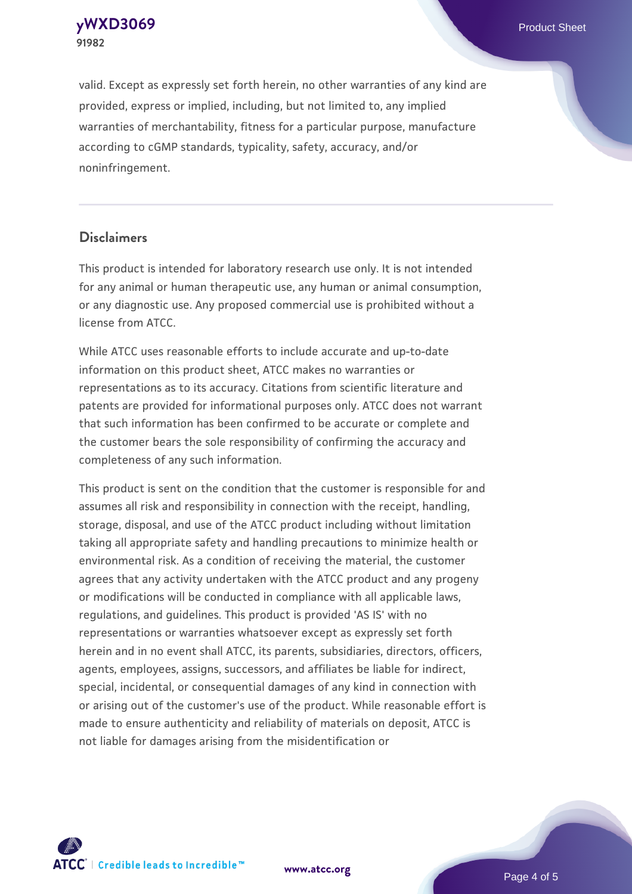valid. Except as expressly set forth herein, no other warranties of any kind are provided, express or implied, including, but not limited to, any implied warranties of merchantability, fitness for a particular purpose, manufacture according to cGMP standards, typicality, safety, accuracy, and/or noninfringement.

## Disclaimers

This product is intended for laboratory research use only. It is not intended for any animal or human therapeutic use, any human or animal consumption, or any diagnostic use. Any proposed commercial use is prohibited without a license from ATCC.

While ATCC uses reasonable efforts to include accurate and up-to-date information on this product sheet, ATCC makes no warranties or representations as to its accuracy. Citations from scientific literature and patents are provided for informational purposes only. ATCC does not warrant that such information has been confirmed to be accurate or complete and the customer bears the sole responsibility of confirming the accuracy and completeness of any such information.

This product is sent on the condition that the customer is responsible for and assumes all risk and responsibility in connection with the receipt, handling, storage, disposal, and use of the ATCC product including without limitation taking all appropriate safety and handling precautions to minimize health or environmental risk. As a condition of receiving the material, the customer agrees that any activity undertaken with the ATCC product and any progeny or modifications will be conducted in compliance with all applicable laws, regulations, and guidelines. This product is provided 'AS IS' with no representations or warranties whatsoever except as expressly set forth herein and in no event shall ATCC, its parents, subsidiaries, directors, officers, agents, employees, assigns, successors, and affiliates be liable for indirect, special, incidental, or consequential damages of any kind in connection with or arising out of the customer's use of the product. While reasonable effort is made to ensure authenticity and reliability of materials on deposit, ATCC is not liable for damages arising from the misidentification or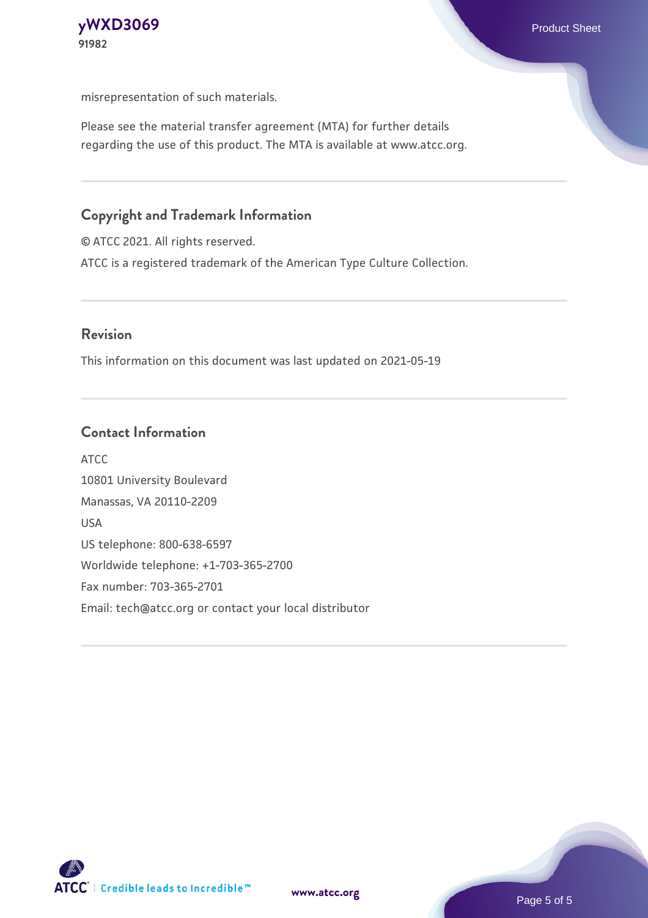misrepresentation of such materials.

Please see the material transfer agreement (MTA) for further details regarding the use of this product. The MTA is available at www.atcc.org.

## Copyright and Trademark Information

© ATCC 2021. All rights reserved.

ATCC is a registered trademark of the American Type Culture Collection.

## Revision

This information on this document was last updated on 2021-05-19

## Contact Information

ATCC
10801 University Boulevard
Manassas, VA 20110-2209
USA
US telephone: 800-638-6597
Worldwide telephone: +1-703-365-2700
Fax number: 703-365-2701
Email: tech@atcc.org or contact your local distributor